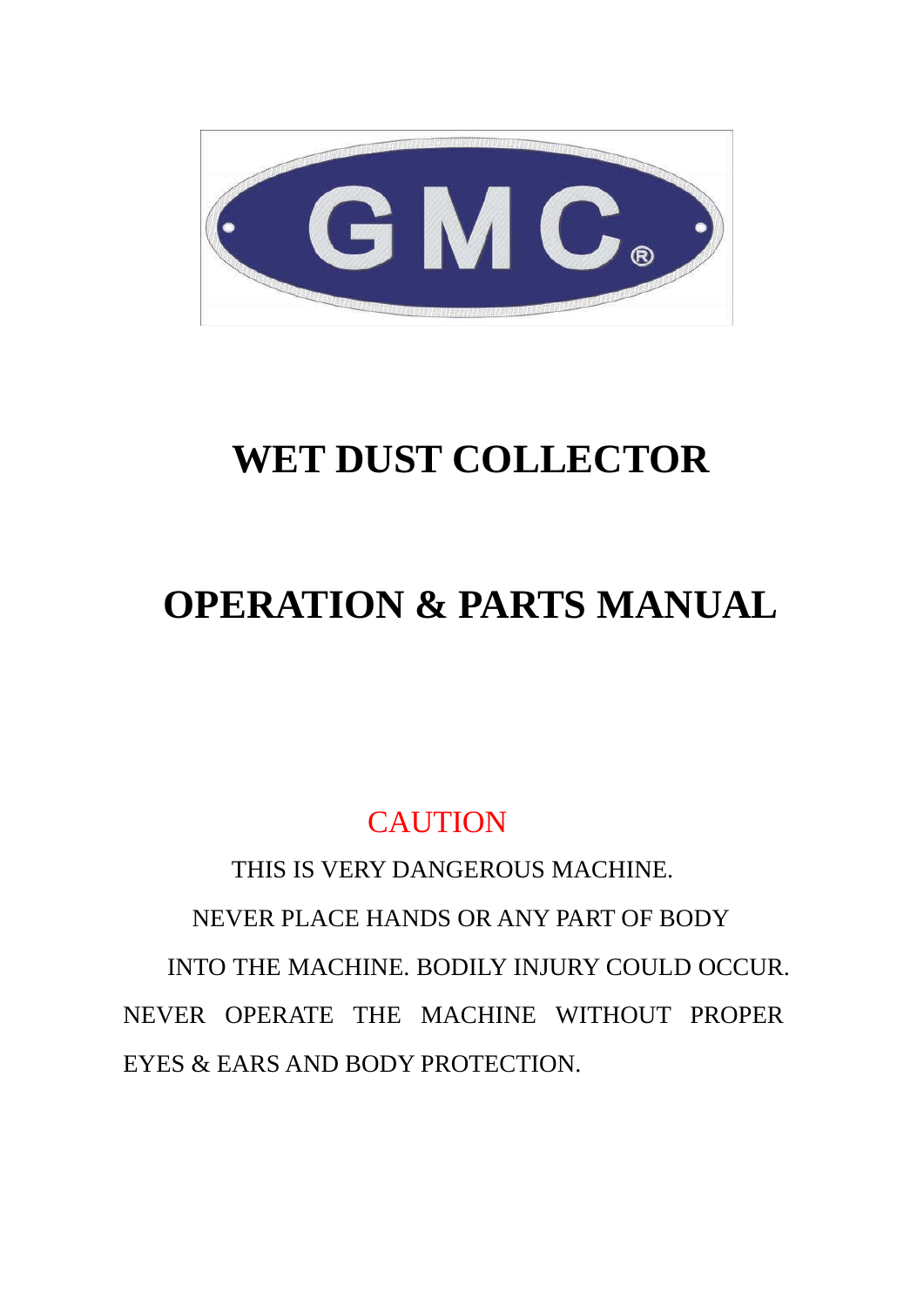GMC®

# WET DUST COLLECTOR

# OPERATION & PARTS MANUAL

CAUTION

THIS IS VERY DANGEROUS MACHINE.

NEVER PLACE HANDS OR ANY PART OF BODY INTO THE MACHINE. BODILY INJURY COULD OCCUR.

NEVER OPERATE THE MACHINE WITHOUT PROPER EYES & EARS AND BODY PROTECTION.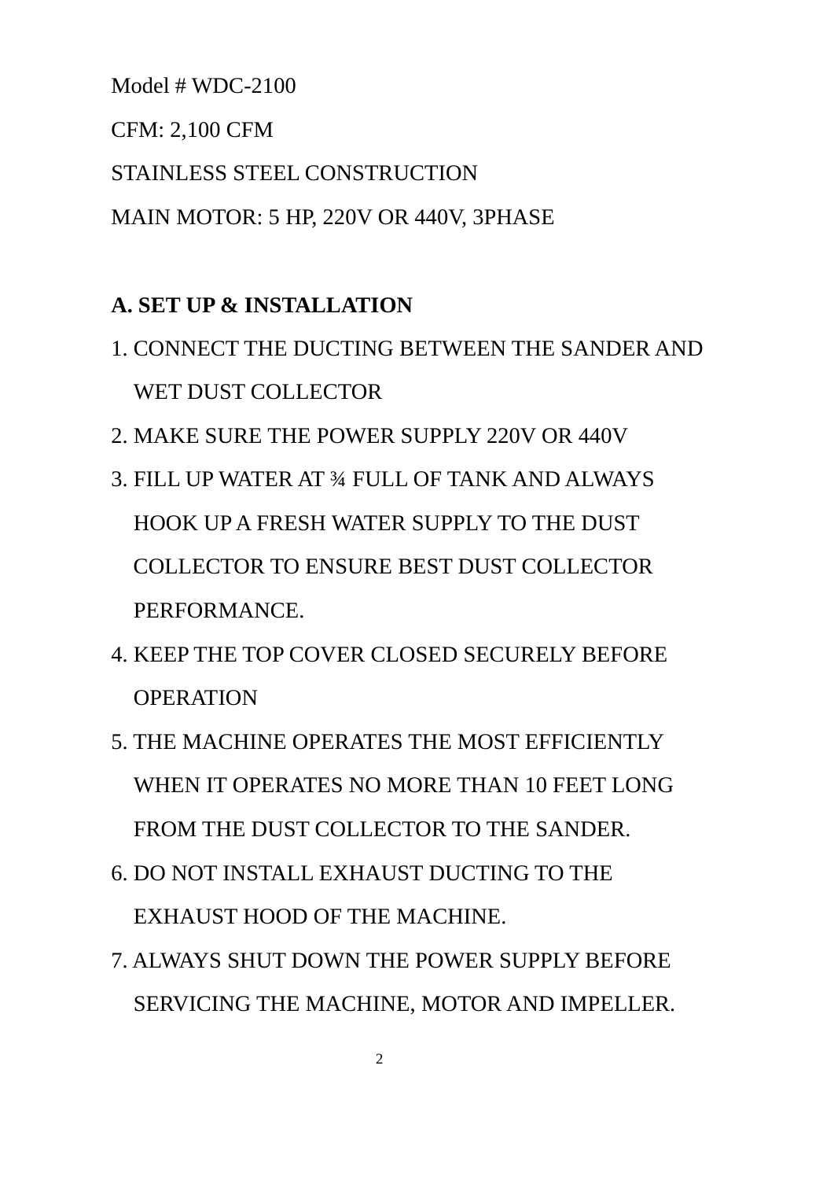Model # WDC-2100

CFM: 2,100 CFM

STAINLESS STEEL CONSTRUCTION

MAIN MOTOR: 5 HP, 220V OR 440V, 3PHASE

**A. SET UP & INSTALLATION**

1. CONNECT THE DUCTING BETWEEN THE SANDER AND WET DUST COLLECTOR
2. MAKE SURE THE POWER SUPPLY 220V OR 440V
3. FILL UP WATER AT ¾ FULL OF TANK AND ALWAYS HOOK UP A FRESH WATER SUPPLY TO THE DUST COLLECTOR TO ENSURE BEST DUST COLLECTOR PERFORMANCE.
4. KEEP THE TOP COVER CLOSED SECURELY BEFORE OPERATION
5. THE MACHINE OPERATES THE MOST EFFICIENTLY WHEN IT OPERATES NO MORE THAN 10 FEET LONG FROM THE DUST COLLECTOR TO THE SANDER.
6. DO NOT INSTALL EXHAUST DUCTING TO THE EXHAUST HOOD OF THE MACHINE.
7. ALWAYS SHUT DOWN THE POWER SUPPLY BEFORE SERVICING THE MACHINE, MOTOR AND IMPELLER.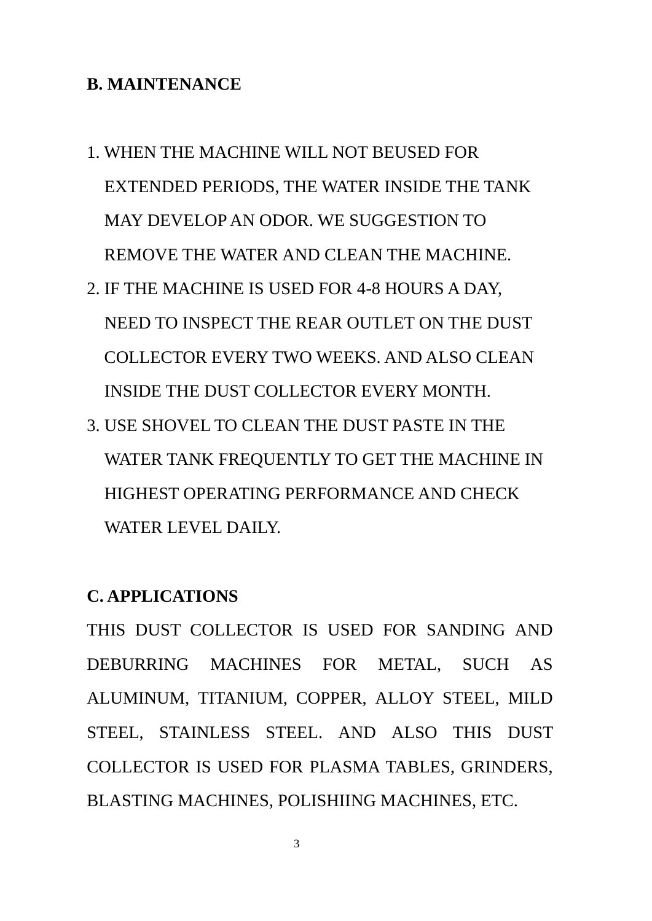## B. MAINTENANCE

1. WHEN THE MACHINE WILL NOT BEUSED FOR EXTENDED PERIODS, THE WATER INSIDE THE TANK MAY DEVELOP AN ODOR. WE SUGGESTION TO REMOVE THE WATER AND CLEAN THE MACHINE.
2. IF THE MACHINE IS USED FOR 4-8 HOURS A DAY, NEED TO INSPECT THE REAR OUTLET ON THE DUST COLLECTOR EVERY TWO WEEKS. AND ALSO CLEAN INSIDE THE DUST COLLECTOR EVERY MONTH.
3. USE SHOVEL TO CLEAN THE DUST PASTE IN THE WATER TANK FREQUENTLY TO GET THE MACHINE IN HIGHEST OPERATING PERFORMANCE AND CHECK WATER LEVEL DAILY.

## C. APPLICATIONS

THIS DUST COLLECTOR IS USED FOR SANDING AND DEBURRING MACHINES FOR METAL, SUCH AS ALUMINUM, TITANIUM, COPPER, ALLOY STEEL, MILD STEEL, STAINLESS STEEL. AND ALSO THIS DUST COLLECTOR IS USED FOR PLASMA TABLES, GRINDERS, BLASTING MACHINES, POLISHIING MACHINES, ETC.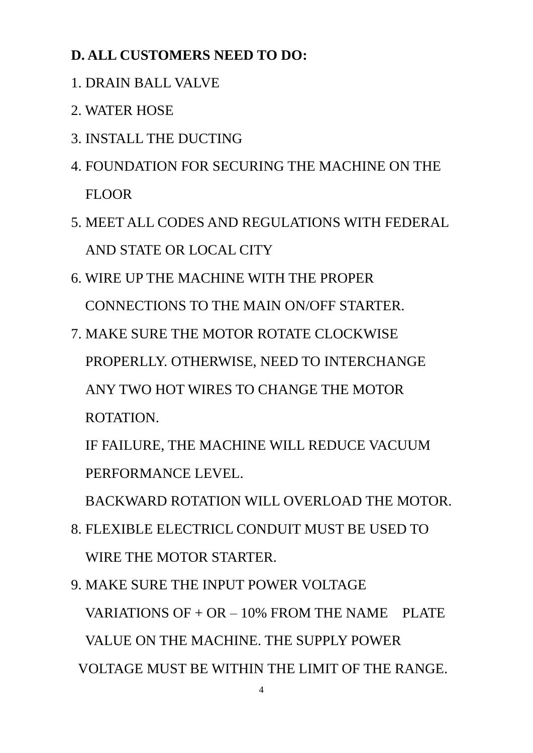**D. ALL CUSTOMERS NEED TO DO:**

1. DRAIN BALL VALVE
2. WATER HOSE
3. INSTALL THE DUCTING
4. FOUNDATION FOR SECURING THE MACHINE ON THE FLOOR
5. MEET ALL CODES AND REGULATIONS WITH FEDERAL AND STATE OR LOCAL CITY
6. WIRE UP THE MACHINE WITH THE PROPER CONNECTIONS TO THE MAIN ON/OFF STARTER.
7. MAKE SURE THE MOTOR ROTATE CLOCKWISE PROPERLLY. OTHERWISE, NEED TO INTERCHANGE ANY TWO HOT WIRES TO CHANGE THE MOTOR ROTATION.

   IF FAILURE, THE MACHINE WILL REDUCE VACUUM PERFORMANCE LEVEL.

   BACKWARD ROTATION WILL OVERLOAD THE MOTOR.
8. FLEXIBLE ELECTRICL CONDUIT MUST BE USED TO WIRE THE MOTOR STARTER.
9. MAKE SURE THE INPUT POWER VOLTAGE VARIATIONS OF + OR – 10% FROM THE NAME PLATE VALUE ON THE MACHINE. THE SUPPLY POWER VOLTAGE MUST BE WITHIN THE LIMIT OF THE RANGE.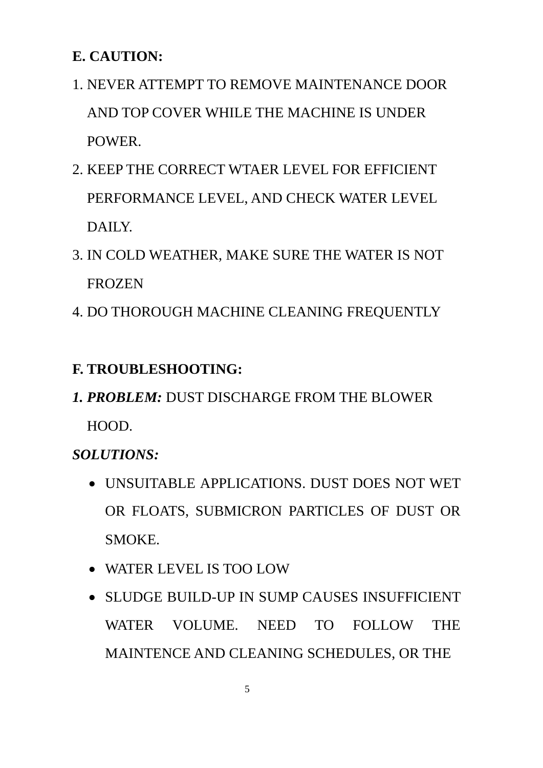**E. CAUTION:**

1. NEVER ATTEMPT TO REMOVE MAINTENANCE DOOR AND TOP COVER WHILE THE MACHINE IS UNDER POWER.
2. KEEP THE CORRECT WTAER LEVEL FOR EFFICIENT PERFORMANCE LEVEL, AND CHECK WATER LEVEL DAILY.
3. IN COLD WEATHER, MAKE SURE THE WATER IS NOT FROZEN
4. DO THOROUGH MACHINE CLEANING FREQUENTLY

**F. TROUBLESHOOTING:**

***1. PROBLEM:*** DUST DISCHARGE FROM THE BLOWER HOOD.

***SOLUTIONS:***

- UNSUITABLE APPLICATIONS. DUST DOES NOT WET OR FLOATS, SUBMICRON PARTICLES OF DUST OR SMOKE.
- WATER LEVEL IS TOO LOW
- SLUDGE BUILD-UP IN SUMP CAUSES INSUFFICIENT WATER VOLUME. NEED TO FOLLOW THE MAINTENCE AND CLEANING SCHEDULES, OR THE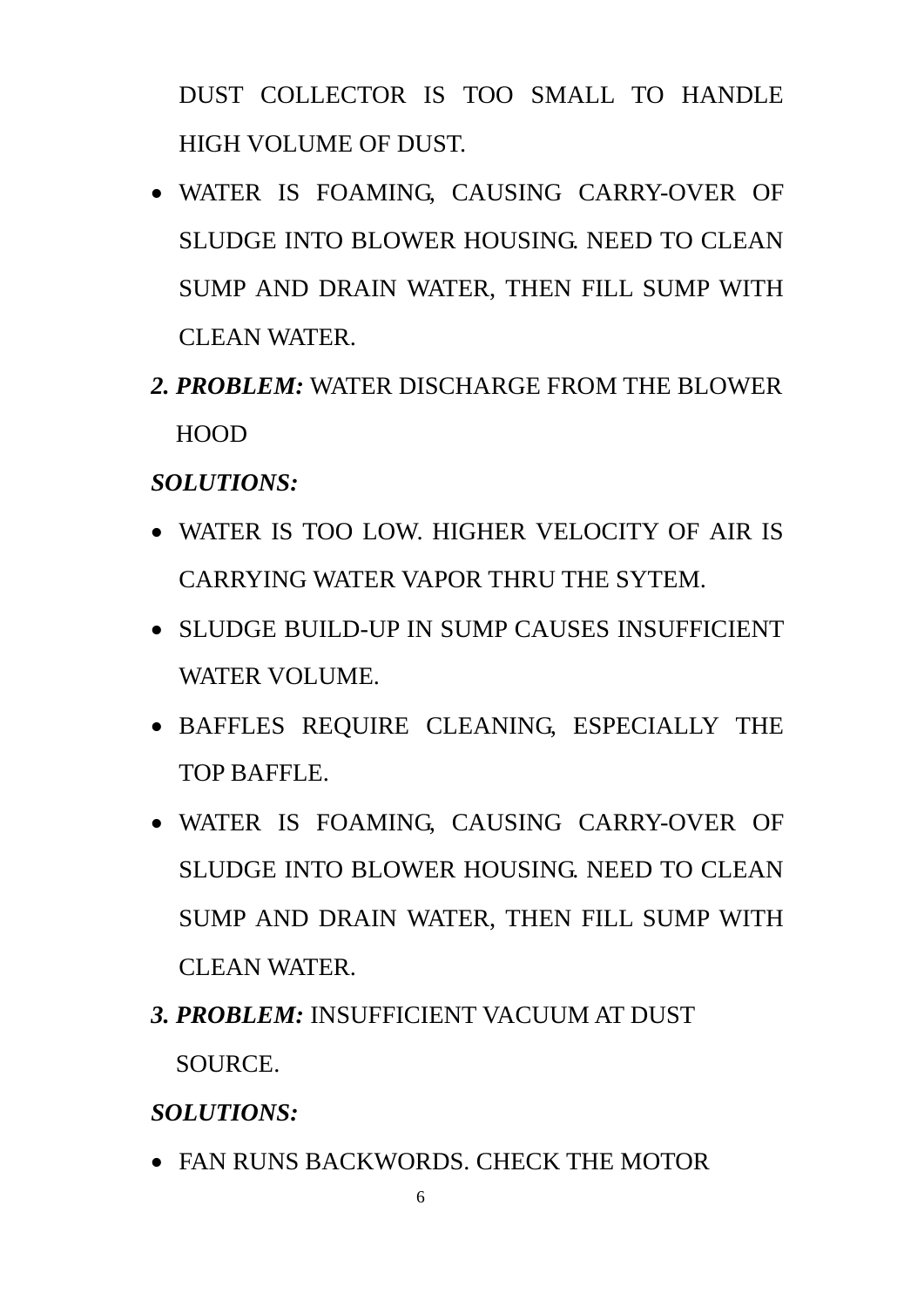DUST COLLECTOR IS TOO SMALL TO HANDLE HIGH VOLUME OF DUST.

- WATER IS FOAMING, CAUSING CARRY-OVER OF SLUDGE INTO BLOWER HOUSING. NEED TO CLEAN SUMP AND DRAIN WATER, THEN FILL SUMP WITH CLEAN WATER.

***2. PROBLEM:*** WATER DISCHARGE FROM THE BLOWER HOOD

***SOLUTIONS:***

- WATER IS TOO LOW. HIGHER VELOCITY OF AIR IS CARRYING WATER VAPOR THRU THE SYTEM.
- SLUDGE BUILD-UP IN SUMP CAUSES INSUFFICIENT WATER VOLUME.
- BAFFLES REQUIRE CLEANING, ESPECIALLY THE TOP BAFFLE.
- WATER IS FOAMING, CAUSING CARRY-OVER OF SLUDGE INTO BLOWER HOUSING. NEED TO CLEAN SUMP AND DRAIN WATER, THEN FILL SUMP WITH CLEAN WATER.

***3. PROBLEM:*** INSUFFICIENT VACUUM AT DUST SOURCE.

***SOLUTIONS:***

- FAN RUNS BACKWORDS. CHECK THE MOTOR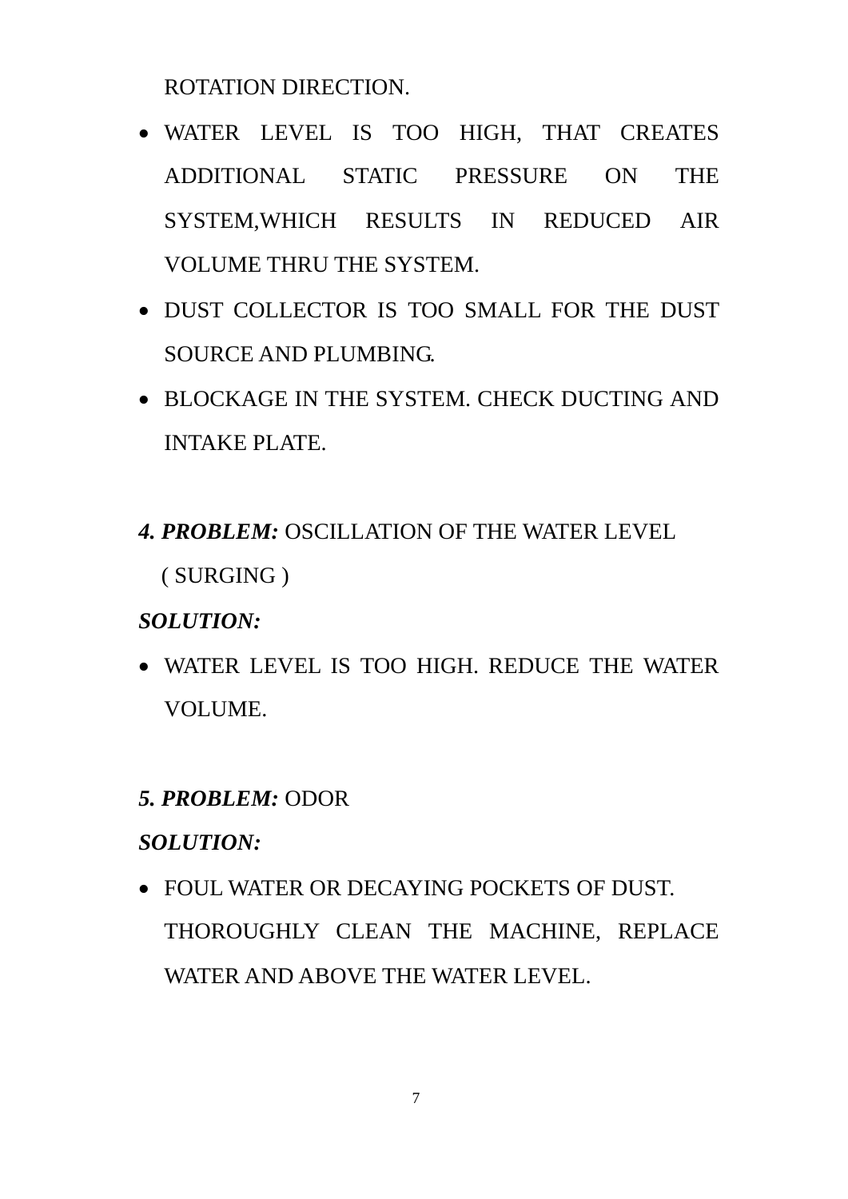ROTATION DIRECTION.

- WATER LEVEL IS TOO HIGH, THAT CREATES ADDITIONAL STATIC PRESSURE ON THE SYSTEM,WHICH RESULTS IN REDUCED AIR VOLUME THRU THE SYSTEM.
- DUST COLLECTOR IS TOO SMALL FOR THE DUST SOURCE AND PLUMBING.
- BLOCKAGE IN THE SYSTEM. CHECK DUCTING AND INTAKE PLATE.

***4. PROBLEM:*** OSCILLATION OF THE WATER LEVEL ( SURGING )

***SOLUTION:***

- WATER LEVEL IS TOO HIGH. REDUCE THE WATER VOLUME.

***5. PROBLEM:*** ODOR

***SOLUTION:***

- FOUL WATER OR DECAYING POCKETS OF DUST. THOROUGHLY CLEAN THE MACHINE, REPLACE WATER AND ABOVE THE WATER LEVEL.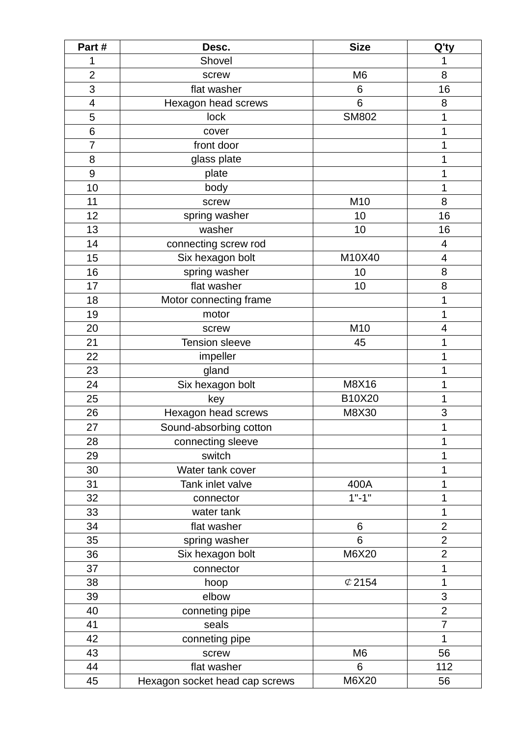| Part # | Desc. | Size | Q'ty |
|---|---|---|---|
| 1 | Shovel | | 1 |
| 2 | screw | M6 | 8 |
| 3 | flat washer | 6 | 16 |
| 4 | Hexagon head screws | 6 | 8 |
| 5 | lock | SM802 | 1 |
| 6 | cover | | 1 |
| 7 | front door | | 1 |
| 8 | glass plate | | 1 |
| 9 | plate | | 1 |
| 10 | body | | 1 |
| 11 | screw | M10 | 8 |
| 12 | spring washer | 10 | 16 |
| 13 | washer | 10 | 16 |
| 14 | connecting screw rod | | 4 |
| 15 | Six hexagon bolt | M10X40 | 4 |
| 16 | spring washer | 10 | 8 |
| 17 | flat washer | 10 | 8 |
| 18 | Motor connecting frame | | 1 |
| 19 | motor | | 1 |
| 20 | screw | M10 | 4 |
| 21 | Tension sleeve | 45 | 1 |
| 22 | impeller | | 1 |
| 23 | gland | | 1 |
| 24 | Six hexagon bolt | M8X16 | 1 |
| 25 | key | B10X20 | 1 |
| 26 | Hexagon head screws | M8X30 | 3 |
| 27 | Sound-absorbing cotton | | 1 |
| 28 | connecting sleeve | | 1 |
| 29 | switch | | 1 |
| 30 | Water tank cover | | 1 |
| 31 | Tank inlet valve | 400A | 1 |
| 32 | connector | 1"-1" | 1 |
| 33 | water tank | | 1 |
| 34 | flat washer | 6 | 2 |
| 35 | spring washer | 6 | 2 |
| 36 | Six hexagon bolt | M6X20 | 2 |
| 37 | connector | | 1 |
| 38 | hoop | ⊄2154 | 1 |
| 39 | elbow | | 3 |
| 40 | conneting pipe | | 2 |
| 41 | seals | | 7 |
| 42 | conneting pipe | | 1 |
| 43 | screw | M6 | 56 |
| 44 | flat washer | 6 | 112 |
| 45 | Hexagon socket head cap screws | M6X20 | 56 |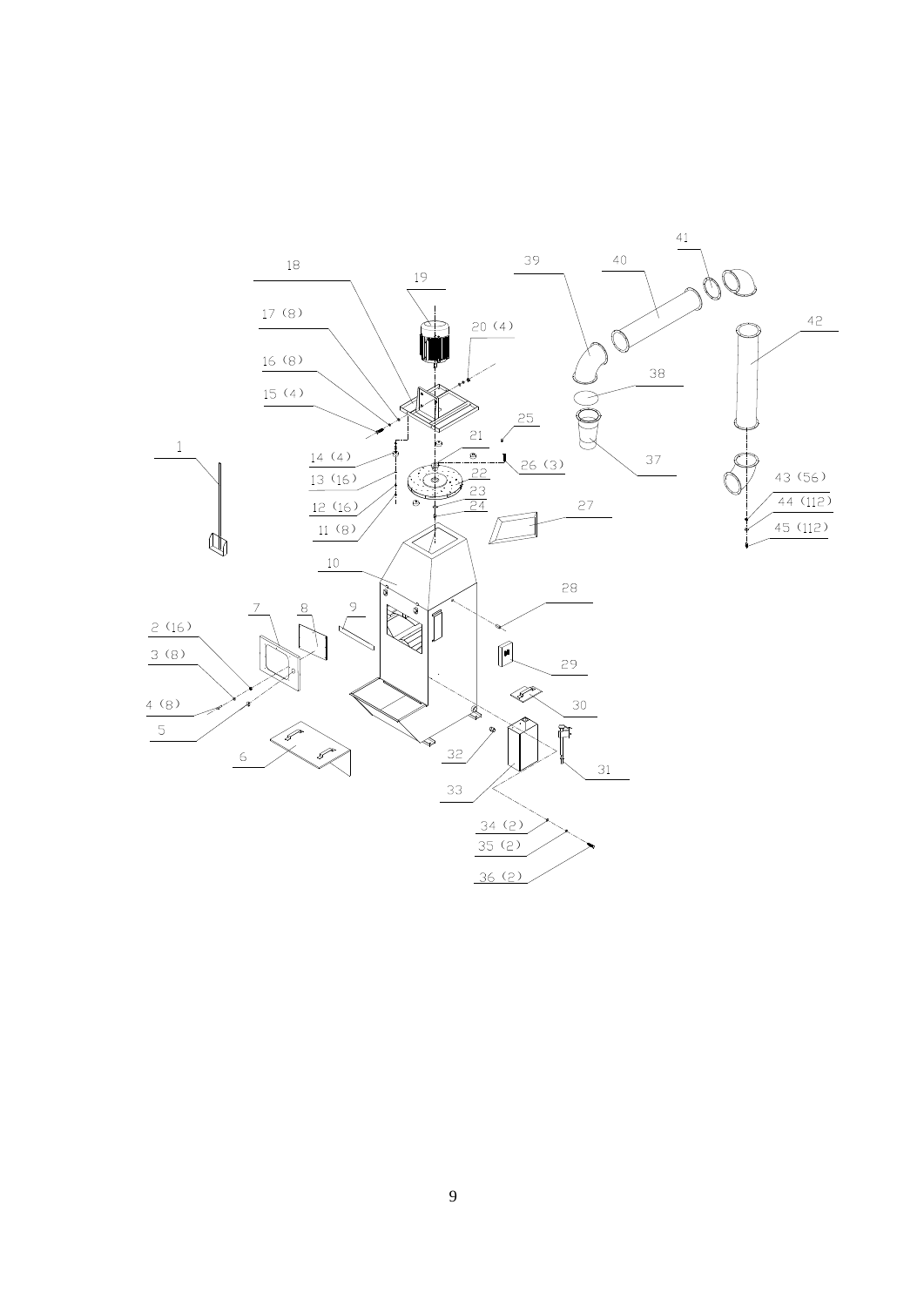1

2 (16)

3 (8)

4 (8)

5

6

7

8

9

10

11 (8)

12 (16)

13 (16)

14 (4)

15 (4)

16 (8)

17 (8)

18

19

20 (4)

21

22

23

24

25

26 (3)

27

28

29

30

31

32

33

34 (2)

35 (2)

36 (2)

37

38

39

40

41

42

43 (56)

44 (112)

45 (112)